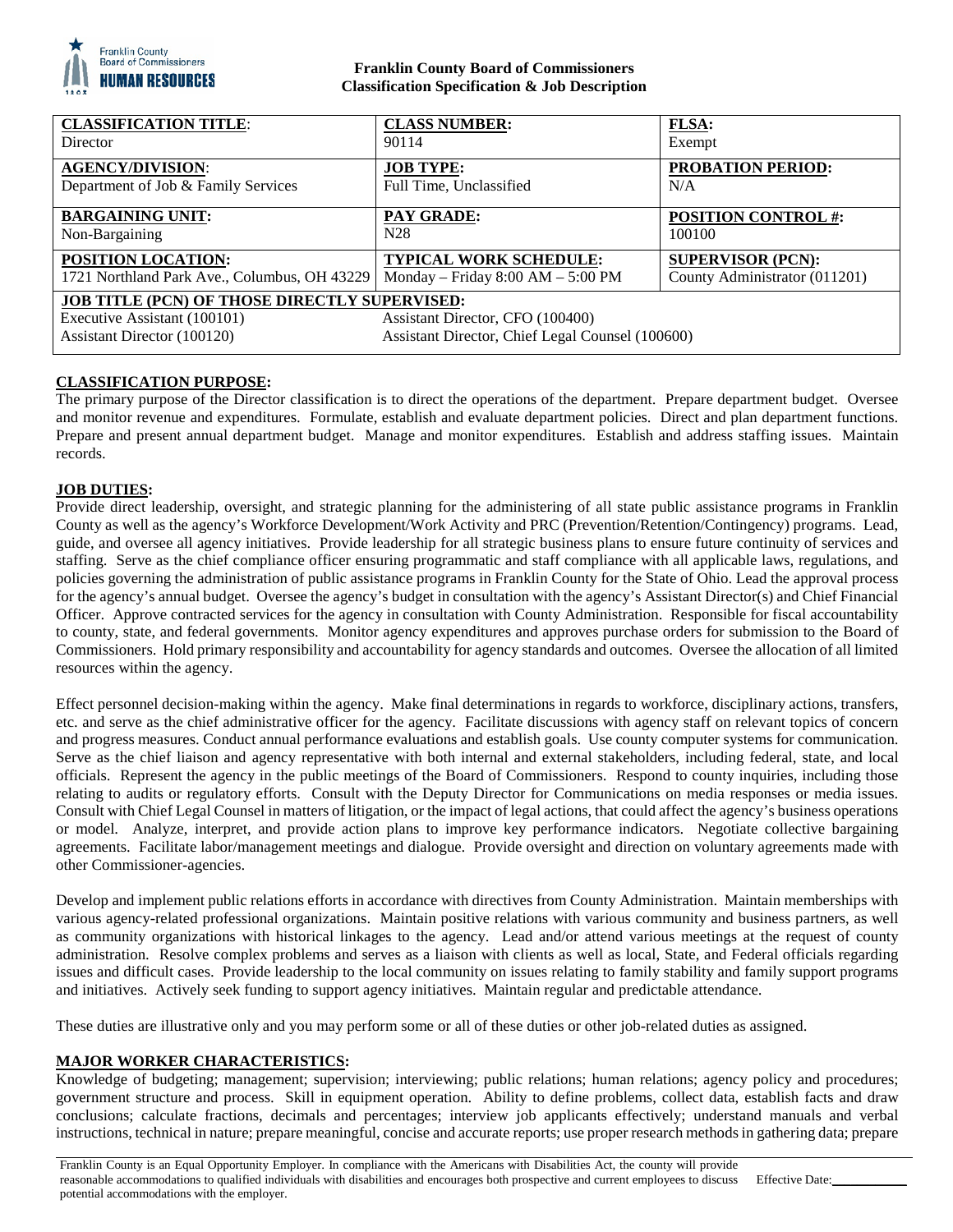**Franklin County Board of Commissioners**
**Classification Specification & Job Description**

| **CLASSIFICATION TITLE**: | **CLASS NUMBER:** | **FLSA:** |
|---|---|---|
| Director | 90114 | Exempt |
| **AGENCY/DIVISION**: | **JOB TYPE:** | **PROBATION PERIOD:** |
| Department of Job & Family Services | Full Time, Unclassified | N/A |
| **BARGAINING UNIT:** | **PAY GRADE:** | **POSITION CONTROL #:** |
| Non-Bargaining | N28 | 100100 |
| **POSITION LOCATION:** | **TYPICAL WORK SCHEDULE:** | **SUPERVISOR (PCN):** |
| 1721 Northland Park Ave., Columbus, OH 43229 | Monday – Friday 8:00 AM – 5:00 PM | County Administrator (011201) |
| **JOB TITLE (PCN) OF THOSE DIRECTLY SUPERVISED:** | | |
| Executive Assistant (100101) | Assistant Director, CFO (100400) | |
| Assistant Director (100120) | Assistant Director, Chief Legal Counsel (100600) | |

## CLASSIFICATION PURPOSE:

The primary purpose of the Director classification is to direct the operations of the department. Prepare department budget. Oversee and monitor revenue and expenditures. Formulate, establish and evaluate department policies. Direct and plan department functions. Prepare and present annual department budget. Manage and monitor expenditures. Establish and address staffing issues. Maintain records.

## JOB DUTIES:

Provide direct leadership, oversight, and strategic planning for the administering of all state public assistance programs in Franklin County as well as the agency's Workforce Development/Work Activity and PRC (Prevention/Retention/Contingency) programs. Lead, guide, and oversee all agency initiatives. Provide leadership for all strategic business plans to ensure future continuity of services and staffing. Serve as the chief compliance officer ensuring programmatic and staff compliance with all applicable laws, regulations, and policies governing the administration of public assistance programs in Franklin County for the State of Ohio. Lead the approval process for the agency's annual budget. Oversee the agency's budget in consultation with the agency's Assistant Director(s) and Chief Financial Officer. Approve contracted services for the agency in consultation with County Administration. Responsible for fiscal accountability to county, state, and federal governments. Monitor agency expenditures and approves purchase orders for submission to the Board of Commissioners. Hold primary responsibility and accountability for agency standards and outcomes. Oversee the allocation of all limited resources within the agency.

Effect personnel decision-making within the agency. Make final determinations in regards to workforce, disciplinary actions, transfers, etc. and serve as the chief administrative officer for the agency. Facilitate discussions with agency staff on relevant topics of concern and progress measures. Conduct annual performance evaluations and establish goals. Use county computer systems for communication. Serve as the chief liaison and agency representative with both internal and external stakeholders, including federal, state, and local officials. Represent the agency in the public meetings of the Board of Commissioners. Respond to county inquiries, including those relating to audits or regulatory efforts. Consult with the Deputy Director for Communications on media responses or media issues. Consult with Chief Legal Counsel in matters of litigation, or the impact of legal actions, that could affect the agency's business operations or model. Analyze, interpret, and provide action plans to improve key performance indicators. Negotiate collective bargaining agreements. Facilitate labor/management meetings and dialogue. Provide oversight and direction on voluntary agreements made with other Commissioner-agencies.

Develop and implement public relations efforts in accordance with directives from County Administration. Maintain memberships with various agency-related professional organizations. Maintain positive relations with various community and business partners, as well as community organizations with historical linkages to the agency. Lead and/or attend various meetings at the request of county administration. Resolve complex problems and serves as a liaison with clients as well as local, State, and Federal officials regarding issues and difficult cases. Provide leadership to the local community on issues relating to family stability and family support programs and initiatives. Actively seek funding to support agency initiatives. Maintain regular and predictable attendance.

These duties are illustrative only and you may perform some or all of these duties or other job-related duties as assigned.

## MAJOR WORKER CHARACTERISTICS:

Knowledge of budgeting; management; supervision; interviewing; public relations; human relations; agency policy and procedures; government structure and process. Skill in equipment operation. Ability to define problems, collect data, establish facts and draw conclusions; calculate fractions, decimals and percentages; interview job applicants effectively; understand manuals and verbal instructions, technical in nature; prepare meaningful, concise and accurate reports; use proper research methods in gathering data; prepare

Franklin County is an Equal Opportunity Employer. In compliance with the Americans with Disabilities Act, the county will provide reasonable accommodations to qualified individuals with disabilities and encourages both prospective and current employees to discuss potential accommodations with the employer.

Effective Date:\_\_\_\_\_\_\_\_\_\_\_\_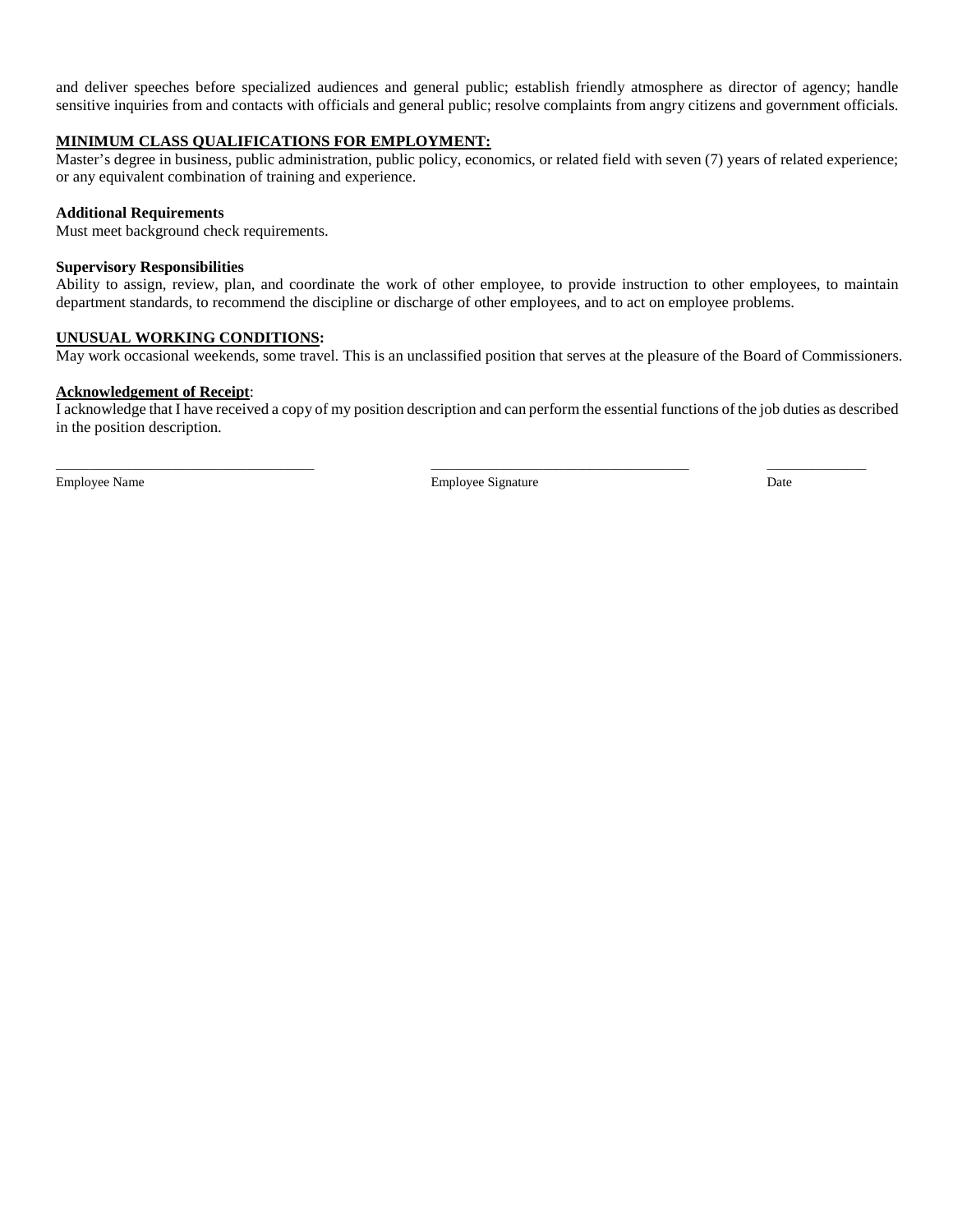and deliver speeches before specialized audiences and general public; establish friendly atmosphere as director of agency; handle sensitive inquiries from and contacts with officials and general public; resolve complaints from angry citizens and government officials.

**MINIMUM CLASS QUALIFICATIONS FOR EMPLOYMENT:**

Master's degree in business, public administration, public policy, economics, or related field with seven (7) years of related experience; or any equivalent combination of training and experience.

**Additional Requirements**

Must meet background check requirements.

**Supervisory Responsibilities**

Ability to assign, review, plan, and coordinate the work of other employee, to provide instruction to other employees, to maintain department standards, to recommend the discipline or discharge of other employees, and to act on employee problems.

**UNUSUAL WORKING CONDITIONS:**

May work occasional weekends, some travel. This is an unclassified position that serves at the pleasure of the Board of Commissioners.

**Acknowledgement of Receipt**:

I acknowledge that I have received a copy of my position description and can perform the essential functions of the job duties as described in the position description.

| | | |
|---|---|---|
| ____________________________________ | ____________________________________ | ______________ |
| Employee Name | Employee Signature | Date |